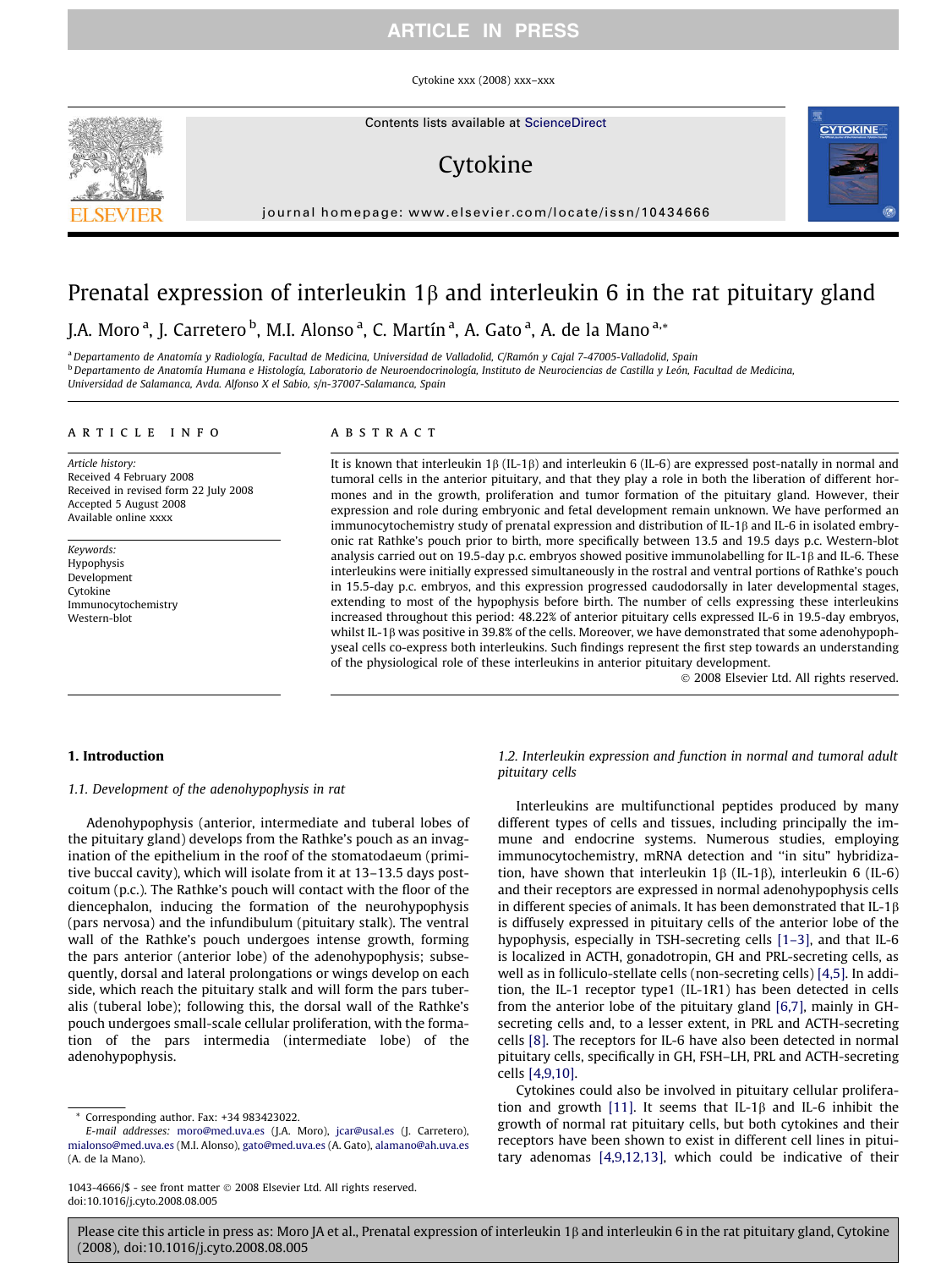# Prenatal expression of interleukin 1β and interleukin 6 in the rat pituitary gland

J.A. Moro [a], J. Carretero [b], M.I. Alonso [a], C. Martín [a], A. Gato [a], A. de la Mano [a,*]

[a] Departamento de Anatomía y Radiología, Facultad de Medicina, Universidad de Valladolid, C/Ramón y Cajal 7-47005-Valladolid, Spain

[b] Departamento de Anatomía Humana e Histología, Laboratorio de Neuroendocrinología, Instituto de Neurociencias de Castilla y León, Facultad de Medicina, Universidad de Salamanca, Avda. Alfonso X el Sabio, s/n-37007-Salamanca, Spain

## ARTICLE INFO

*Article history:*
Received 4 February 2008
Received in revised form 22 July 2008
Accepted 5 August 2008
Available online xxxx

*Keywords:*
Hypophysis
Development
Cytokine
Immunocytochemistry
Western-blot

## ABSTRACT

It is known that interleukin 1β (IL-1β) and interleukin 6 (IL-6) are expressed post-natally in normal and tumoral cells in the anterior pituitary, and that they play a role in both the liberation of different hormones and in the growth, proliferation and tumor formation of the pituitary gland. However, their expression and role during embryonic and fetal development remain unknown. We have performed an immunocytochemistry study of prenatal expression and distribution of IL-1β and IL-6 in isolated embryonic rat Rathke's pouch prior to birth, more specifically between 13.5 and 19.5 days p.c. Western-blot analysis carried out on 19.5-day p.c. embryos showed positive immunolabelling for IL-1β and IL-6. These interleukins were initially expressed simultaneously in the rostral and ventral portions of Rathke's pouch in 15.5-day p.c. embryos, and this expression progressed caudodorsally in later developmental stages, extending to most of the hypophysis before birth. The number of cells expressing these interleukins increased throughout this period: 48.22% of anterior pituitary cells expressed IL-6 in 19.5-day embryos, whilst IL-1β was positive in 39.8% of the cells. Moreover, we have demonstrated that some adenohypophyseal cells co-express both interleukins. Such findings represent the first step towards an understanding of the physiological role of these interleukins in anterior pituitary development.

© 2008 Elsevier Ltd. All rights reserved.

## 1. Introduction

### 1.1. Development of the adenohypophysis in rat

Adenohypophysis (anterior, intermediate and tuberal lobes of the pituitary gland) develops from the Rathke's pouch as an invagination of the epithelium in the roof of the stomatodaeum (primitive buccal cavity), which will isolate from it at 13–13.5 days post-coitum (p.c.). The Rathke's pouch will contact with the floor of the diencephalon, inducing the formation of the neurohypophysis (pars nervosa) and the infundibulum (pituitary stalk). The ventral wall of the Rathke's pouch undergoes intense growth, forming the pars anterior (anterior lobe) of the adenohypophysis; subsequently, dorsal and lateral prolongations or wings develop on each side, which reach the pituitary stalk and will form the pars tuberalis (tuberal lobe); following this, the dorsal wall of the Rathke's pouch undergoes small-scale cellular proliferation, with the formation of the pars intermedia (intermediate lobe) of the adenohypophysis.

### 1.2. Interleukin expression and function in normal and tumoral adult pituitary cells

Interleukins are multifunctional peptides produced by many different types of cells and tissues, including principally the immune and endocrine systems. Numerous studies, employing immunocytochemistry, mRNA detection and "in situ" hybridization, have shown that interleukin 1β (IL-1β), interleukin 6 (IL-6) and their receptors are expressed in normal adenohypophysis cells in different species of animals. It has been demonstrated that IL-1β is diffusely expressed in pituitary cells of the anterior lobe of the hypophysis, especially in TSH-secreting cells [1–3], and that IL-6 is localized in ACTH, gonadotropin, GH and PRL-secreting cells, as well as in folliculo-stellate cells (non-secreting cells) [4,5]. In addition, the IL-1 receptor type1 (IL-1R1) has been detected in cells from the anterior lobe of the pituitary gland [6,7], mainly in GH-secreting cells and, to a lesser extent, in PRL and ACTH-secreting cells [8]. The receptors for IL-6 have also been detected in normal pituitary cells, specifically in GH, FSH–LH, PRL and ACTH-secreting cells [4,9,10].

Cytokines could also be involved in pituitary cellular proliferation and growth [11]. It seems that IL-1β and IL-6 inhibit the growth of normal rat pituitary cells, but both cytokines and their receptors have been shown to exist in different cell lines in pituitary adenomas [4,9,12,13], which could be indicative of their

---

* Corresponding author. Fax: +34 983423022.
*E-mail addresses:* moro@med.uva.es (J.A. Moro), jcar@usal.es (J. Carretero), mialonso@med.uva.es (M.I. Alonso), gato@med.uva.es (A. Gato), alamano@ah.uva.es (A. de la Mano).

1043-4666/$ - see front matter © 2008 Elsevier Ltd. All rights reserved.
doi:10.1016/j.cyto.2008.08.005

Please cite this article in press as: Moro JA et al., Prenatal expression of interleukin 1β and interleukin 6 in the rat pituitary gland, Cytokine (2008), doi:10.1016/j.cyto.2008.08.005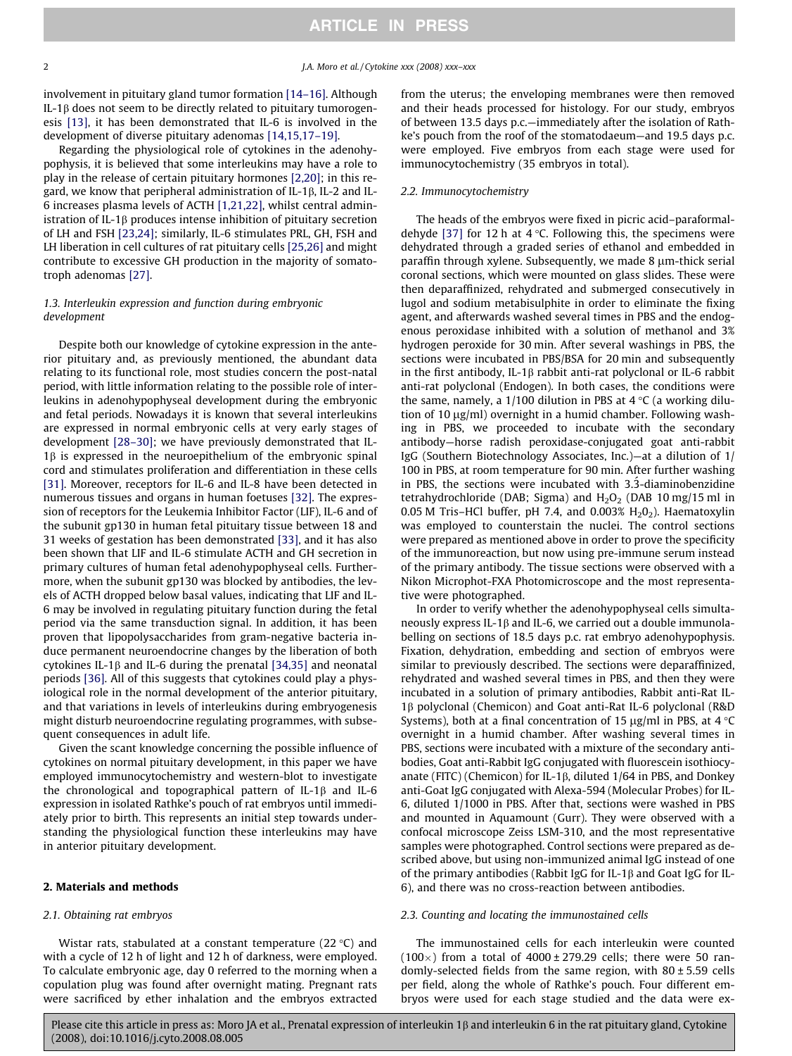involvement in pituitary gland tumor formation [14–16]. Although IL-1β does not seem to be directly related to pituitary tumorogenesis [13], it has been demonstrated that IL-6 is involved in the development of diverse pituitary adenomas [14,15,17–19].

Regarding the physiological role of cytokines in the adenohypophysis, it is believed that some interleukins may have a role to play in the release of certain pituitary hormones [2,20]; in this regard, we know that peripheral administration of IL-1β, IL-2 and IL-6 increases plasma levels of ACTH [1,21,22], whilst central administration of IL-1β produces intense inhibition of pituitary secretion of LH and FSH [23,24]; similarly, IL-6 stimulates PRL, GH, FSH and LH liberation in cell cultures of rat pituitary cells [25,26] and might contribute to excessive GH production in the majority of somatotroph adenomas [27].

### 1.3. Interleukin expression and function during embryonic development

Despite both our knowledge of cytokine expression in the anterior pituitary and, as previously mentioned, the abundant data relating to its functional role, most studies concern the post-natal period, with little information relating to the possible role of interleukins in adenohypophyseal development during the embryonic and fetal periods. Nowadays it is known that several interleukins are expressed in normal embryonic cells at very early stages of development [28–30]; we have previously demonstrated that IL-1β is expressed in the neuroepithelium of the embryonic spinal cord and stimulates proliferation and differentiation in these cells [31]. Moreover, receptors for IL-6 and IL-8 have been detected in numerous tissues and organs in human foetuses [32]. The expression of receptors for the Leukemia Inhibitor Factor (LIF), IL-6 and of the subunit gp130 in human fetal pituitary tissue between 18 and 31 weeks of gestation has been demonstrated [33], and it has also been shown that LIF and IL-6 stimulate ACTH and GH secretion in primary cultures of human fetal adenohypophyseal cells. Furthermore, when the subunit gp130 was blocked by antibodies, the levels of ACTH dropped below basal values, indicating that LIF and IL-6 may be involved in regulating pituitary function during the fetal period via the same transduction signal. In addition, it has been proven that lipopolysaccharides from gram-negative bacteria induce permanent neuroendocrine changes by the liberation of both cytokines IL-1β and IL-6 during the prenatal [34,35] and neonatal periods [36]. All of this suggests that cytokines could play a physiological role in the normal development of the anterior pituitary, and that variations in levels of interleukins during embryogenesis might disturb neuroendocrine regulating programmes, with subsequent consequences in adult life.

Given the scant knowledge concerning the possible influence of cytokines on normal pituitary development, in this paper we have employed immunocytochemistry and western-blot to investigate the chronological and topographical pattern of IL-1β and IL-6 expression in isolated Rathke's pouch of rat embryos until immediately prior to birth. This represents an initial step towards understanding the physiological function these interleukins may have in anterior pituitary development.

## 2. Materials and methods

### 2.1. Obtaining rat embryos

Wistar rats, stabulated at a constant temperature (22 °C) and with a cycle of 12 h of light and 12 h of darkness, were employed. To calculate embryonic age, day 0 referred to the morning when a copulation plug was found after overnight mating. Pregnant rats were sacrificed by ether inhalation and the embryos extracted from the uterus; the enveloping membranes were then removed and their heads processed for histology. For our study, embryos of between 13.5 days p.c.—immediately after the isolation of Rathke's pouch from the roof of the stomatodaeum—and 19.5 days p.c. were employed. Five embryos from each stage were used for immunocytochemistry (35 embryos in total).

### 2.2. Immunocytochemistry

The heads of the embryos were fixed in picric acid–paraformaldehyde [37] for 12 h at 4 °C. Following this, the specimens were dehydrated through a graded series of ethanol and embedded in paraffin through xylene. Subsequently, we made 8 μm-thick serial coronal sections, which were mounted on glass slides. These were then deparaffinized, rehydrated and submerged consecutively in lugol and sodium metabisulphite in order to eliminate the fixing agent, and afterwards washed several times in PBS and the endogenous peroxidase inhibited with a solution of methanol and 3% hydrogen peroxide for 30 min. After several washings in PBS, the sections were incubated in PBS/BSA for 20 min and subsequently in the first antibody, IL-1β rabbit anti-rat polyclonal or IL-6 rabbit anti-rat polyclonal (Endogen). In both cases, the conditions were the same, namely, a 1/100 dilution in PBS at 4 °C (a working dilution of 10 μg/ml) overnight in a humid chamber. Following washing in PBS, we proceeded to incubate with the secondary antibody—horse radish peroxidase-conjugated goat anti-rabbit IgG (Southern Biotechnology Associates, Inc.)—at a dilution of 1/100 in PBS, at room temperature for 90 min. After further washing in PBS, the sections were incubated with 3.3́-diaminobenzidine tetrahydrochloride (DAB; Sigma) and $H_2O_2$ (DAB 10 mg/15 ml in 0.05 M Tris–HCl buffer, pH 7.4, and 0.003% $H_2O_2$). Haematoxylin was employed to counterstain the nuclei. The control sections were prepared as mentioned above in order to prove the specificity of the immunoreaction, but now using pre-immune serum instead of the primary antibody. The tissue sections were observed with a Nikon Microphot-FXA Photomicroscope and the most representative were photographed.

In order to verify whether the adenohypophyseal cells simultaneously express IL-1β and IL-6, we carried out a double immunolabelling on sections of 18.5 days p.c. rat embryo adenohypophysis. Fixation, dehydration, embedding and section of embryos were similar to previously described. The sections were deparaffinized, rehydrated and washed several times in PBS, and then they were incubated in a solution of primary antibodies, Rabbit anti-Rat IL-1β polyclonal (Chemicon) and Goat anti-Rat IL-6 polyclonal (R&D Systems), both at a final concentration of 15 μg/ml in PBS, at 4 °C overnight in a humid chamber. After washing several times in PBS, sections were incubated with a mixture of the secondary antibodies, Goat anti-Rabbit IgG conjugated with fluorescein isothiocyanate (FITC) (Chemicon) for IL-1β, diluted 1/64 in PBS, and Donkey anti-Goat IgG conjugated with Alexa-594 (Molecular Probes) for IL-6, diluted 1/1000 in PBS. After that, sections were washed in PBS and mounted in Aquamount (Gurr). They were observed with a confocal microscope Zeiss LSM-310, and the most representative samples were photographed. Control sections were prepared as described above, but using non-immunized animal IgG instead of one of the primary antibodies (Rabbit IgG for IL-1β and Goat IgG for IL-6), and there was no cross-reaction between antibodies.

### 2.3. Counting and locating the immunostained cells

The immunostained cells for each interleukin were counted (100×) from a total of 4000 ± 279.29 cells; there were 50 randomly-selected fields from the same region, with 80 ± 5.59 cells per field, along the whole of Rathke's pouch. Four different embryos were used for each stage studied and the data were ex-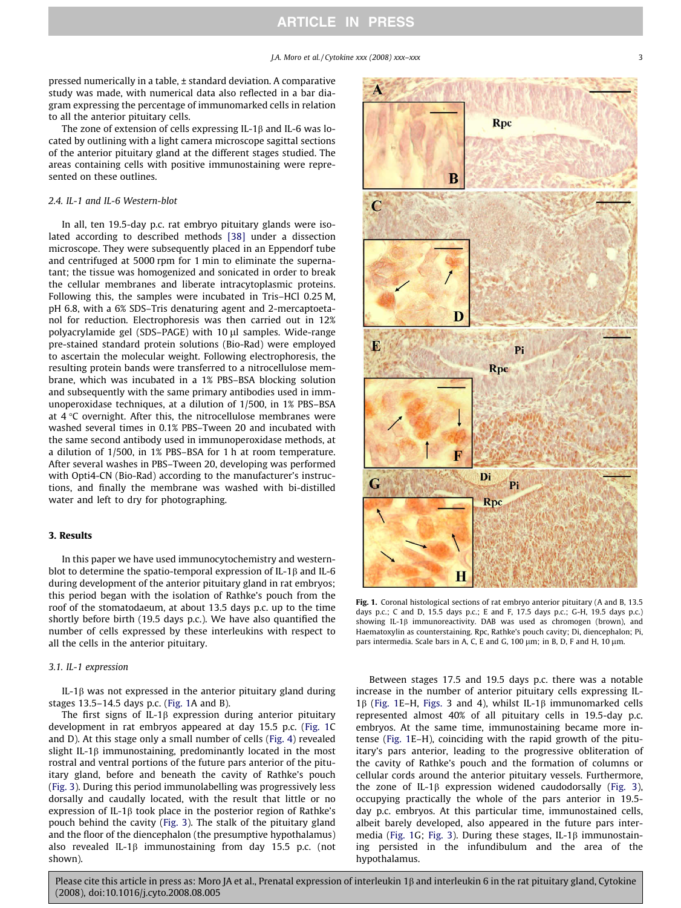pressed numerically in a table, ± standard deviation. A comparative study was made, with numerical data also reflected in a bar diagram expressing the percentage of immunomarked cells in relation to all the anterior pituitary cells.

The zone of extension of cells expressing IL-1β and IL-6 was located by outlining with a light camera microscope sagittal sections of the anterior pituitary gland at the different stages studied. The areas containing cells with positive immunostaining were represented on these outlines.

### 2.4. IL-1 and IL-6 Western-blot

In all, ten 19.5-day p.c. rat embryo pituitary glands were isolated according to described methods [38] under a dissection microscope. They were subsequently placed in an Eppendorf tube and centrifuged at 5000 rpm for 1 min to eliminate the supernatant; the tissue was homogenized and sonicated in order to break the cellular membranes and liberate intracytoplasmic proteins. Following this, the samples were incubated in Tris–HCl 0.25 M, pH 6.8, with a 6% SDS–Tris denaturing agent and 2-mercaptoetanol for reduction. Electrophoresis was then carried out in 12% polyacrylamide gel (SDS–PAGE) with 10 μl samples. Wide-range pre-stained standard protein solutions (Bio-Rad) were employed to ascertain the molecular weight. Following electrophoresis, the resulting protein bands were transferred to a nitrocellulose membrane, which was incubated in a 1% PBS–BSA blocking solution and subsequently with the same primary antibodies used in immunoperoxidase techniques, at a dilution of 1/500, in 1% PBS–BSA at 4 °C overnight. After this, the nitrocellulose membranes were washed several times in 0.1% PBS–Tween 20 and incubated with the same second antibody used in immunoperoxidase methods, at a dilution of 1/500, in 1% PBS–BSA for 1 h at room temperature. After several washes in PBS–Tween 20, developing was performed with Opti4-CN (Bio-Rad) according to the manufacturer's instructions, and finally the membrane was washed with bi-distilled water and left to dry for photographing.

## 3. Results

In this paper we have used immunocytochemistry and western-blot to determine the spatio-temporal expression of IL-1β and IL-6 during development of the anterior pituitary gland in rat embryos; this period began with the isolation of Rathke's pouch from the roof of the stomatodaeum, at about 13.5 days p.c. up to the time shortly before birth (19.5 days p.c.). We have also quantified the number of cells expressed by these interleukins with respect to all the cells in the anterior pituitary.

### 3.1. IL-1 expression

IL-1β was not expressed in the anterior pituitary gland during stages 13.5–14.5 days p.c. (Fig. 1A and B).

The first signs of IL-1β expression during anterior pituitary development in rat embryos appeared at day 15.5 p.c. (Fig. 1C and D). At this stage only a small number of cells (Fig. 4) revealed slight IL-1β immunostaining, predominantly located in the most rostral and ventral portions of the future pars anterior of the pituitary gland, before and beneath the cavity of Rathke's pouch (Fig. 3). During this period immunolabelling was progressively less dorsally and caudally located, with the result that little or no expression of IL-1β took place in the posterior region of Rathke's pouch behind the cavity (Fig. 3). The stalk of the pituitary gland and the floor of the diencephalon (the presumptive hypothalamus) also revealed IL-1β immunostaining from day 15.5 p.c. (not shown).

Fig. 1. Coronal histological sections of rat embryo anterior pituitary (A and B, 13.5 days p.c.; C and D, 15.5 days p.c.; E and F, 17.5 days p.c.; G–H, 19.5 days p.c.) showing IL-1β immunoreactivity. DAB was used as chromogen (brown), and Haematoxylin as counterstaining. Rpc, Rathke's pouch cavity; Di, diencephalon; Pi, pars intermedia. Scale bars in A, C, E and G, 100 μm; in B, D, F and H, 10 μm.

Between stages 17.5 and 19.5 days p.c. there was a notable increase in the number of anterior pituitary cells expressing IL-1β (Fig. 1E–H, Figs. 3 and 4), whilst IL-1β immunomarked cells represented almost 40% of all pituitary cells in 19.5-day p.c. embryos. At the same time, immunostaining became more intense (Fig. 1E–H), coinciding with the rapid growth of the pituitary's pars anterior, leading to the progressive obliteration of the cavity of Rathke's pouch and the formation of columns or cellular cords around the anterior pituitary vessels. Furthermore, the zone of IL-1β expression widened caudodorsally (Fig. 3), occupying practically the whole of the pars anterior in 19.5-day p.c. embryos. At this particular time, immunostained cells, albeit barely developed, also appeared in the future pars intermedia (Fig. 1G; Fig. 3). During these stages, IL-1β immunostaining persisted in the infundibulum and the area of the hypothalamus.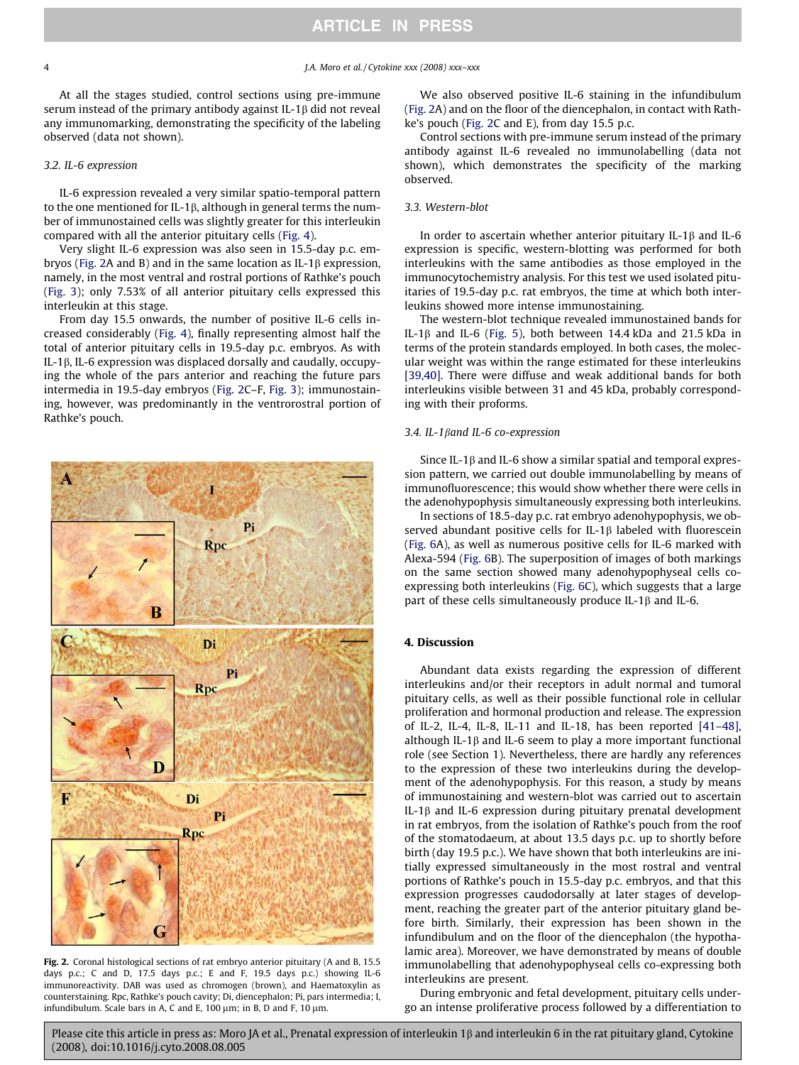At all the stages studied, control sections using pre-immune serum instead of the primary antibody against IL-1β did not reveal any immunomarking, demonstrating the specificity of the labeling observed (data not shown).

### 3.2. IL-6 expression

IL-6 expression revealed a very similar spatio-temporal pattern to the one mentioned for IL-1β, although in general terms the number of immunostained cells was slightly greater for this interleukin compared with all the anterior pituitary cells (Fig. 4).

Very slight IL-6 expression was also seen in 15.5-day p.c. embryos (Fig. 2A and B) and in the same location as IL-1β expression, namely, in the most ventral and rostral portions of Rathke's pouch (Fig. 3); only 7.53% of all anterior pituitary cells expressed this interleukin at this stage.

From day 15.5 onwards, the number of positive IL-6 cells increased considerably (Fig. 4), finally representing almost half the total of anterior pituitary cells in 19.5-day p.c. embryos. As with IL-1β, IL-6 expression was displaced dorsally and caudally, occupying the whole of the pars anterior and reaching the future pars intermedia in 19.5-day embryos (Fig. 2C–F, Fig. 3); immunostaining, however, was predominantly in the ventrorostral portion of Rathke's pouch.

Fig. 2. Coronal histological sections of rat embryo anterior pituitary (A and B, 15.5 days p.c.; C and D, 17.5 days p.c.; E and F, 19.5 days p.c.) showing IL-6 immunoreactivity. DAB was used as chromogen (brown), and Haematoxylin as counterstaining. Rpc, Rathke's pouch cavity; Di, diencephalon; Pi, pars intermedia; I, infundibulum. Scale bars in A, C and E, 100 μm; in B, D and F, 10 μm.

We also observed positive IL-6 staining in the infundibulum (Fig. 2A) and on the floor of the diencephalon, in contact with Rathke's pouch (Fig. 2C and E), from day 15.5 p.c.

Control sections with pre-immune serum instead of the primary antibody against IL-6 revealed no immunolabelling (data not shown), which demonstrates the specificity of the marking observed.

### 3.3. Western-blot

In order to ascertain whether anterior pituitary IL-1β and IL-6 expression is specific, western-blotting was performed for both interleukins with the same antibodies as those employed in the immunocytochemistry analysis. For this test we used isolated pituitaries of 19.5-day p.c. rat embryos, the time at which both interleukins showed more intense immunostaining.

The western-blot technique revealed immunostained bands for IL-1β and IL-6 (Fig. 5), both between 14.4 kDa and 21.5 kDa in terms of the protein standards employed. In both cases, the molecular weight was within the range estimated for these interleukins [39,40]. There were diffuse and weak additional bands for both interleukins visible between 31 and 45 kDa, probably corresponding with their proforms.

### 3.4. IL-1β and IL-6 co-expression

Since IL-1β and IL-6 show a similar spatial and temporal expression pattern, we carried out double immunolabelling by means of immunofluorescence; this would show whether there were cells in the adenohypophysis simultaneously expressing both interleukins.

In sections of 18.5-day p.c. rat embryo adenohypophysis, we observed abundant positive cells for IL-1β labeled with fluorescein (Fig. 6A), as well as numerous positive cells for IL-6 marked with Alexa-594 (Fig. 6B). The superposition of images of both markings on the same section showed many adenohypophyseal cells co-expressing both interleukins (Fig. 6C), which suggests that a large part of these cells simultaneously produce IL-1β and IL-6.

## 4. Discussion

Abundant data exists regarding the expression of different interleukins and/or their receptors in adult normal and tumoral pituitary cells, as well as their possible functional role in cellular proliferation and hormonal production and release. The expression of IL-2, IL-4, IL-8, IL-11 and IL-18, has been reported [41–48], although IL-1β and IL-6 seem to play a more important functional role (see Section 1). Nevertheless, there are hardly any references to the expression of these two interleukins during the development of the adenohypophysis. For this reason, a study by means of immunostaining and western-blot was carried out to ascertain IL-1β and IL-6 expression during pituitary prenatal development in rat embryos, from the isolation of Rathke's pouch from the roof of the stomatodaeum, at about 13.5 days p.c. up to shortly before birth (day 19.5 p.c.). We have shown that both interleukins are initially expressed simultaneously in the most rostral and ventral portions of Rathke's pouch in 15.5-day p.c. embryos, and that this expression progresses caudodorsally at later stages of development, reaching the greater part of the anterior pituitary gland before birth. Similarly, their expression has been shown in the infundibulum and on the floor of the diencephalon (the hypothalamic area). Moreover, we have demonstrated by means of double immunolabelling that adenohypophyseal cells co-expressing both interleukins are present.

During embryonic and fetal development, pituitary cells undergo an intense proliferative process followed by a differentiation to

Please cite this article in press as: Moro JA et al., Prenatal expression of interleukin 1β and interleukin 6 in the rat pituitary gland, Cytokine (2008), doi:10.1016/j.cyto.2008.08.005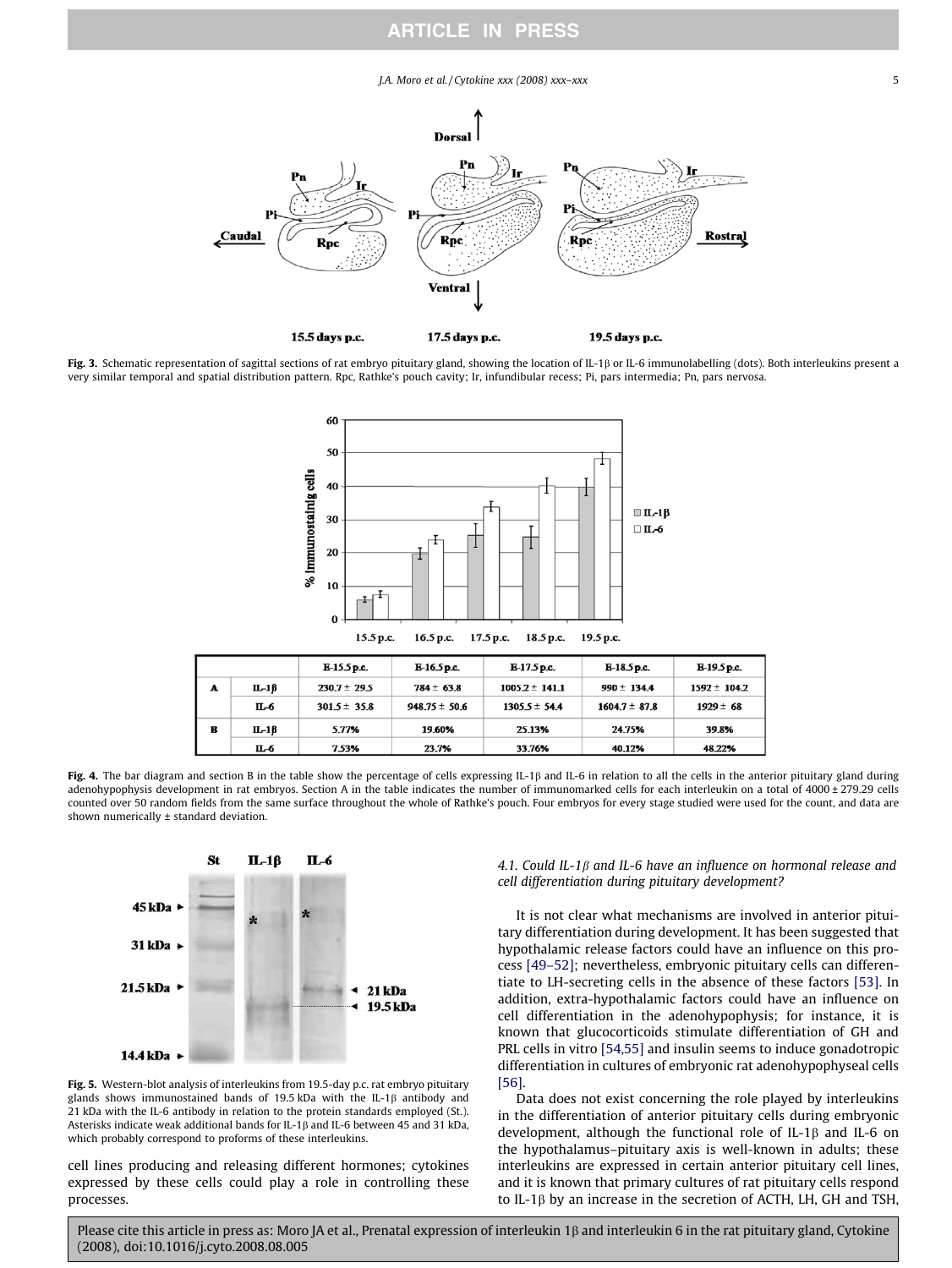**Fig. 3.** Schematic representation of sagittal sections of rat embryo pituitary gland, showing the location of IL-1β or IL-6 immunolabelling (dots). Both interleukins present a very similar temporal and spatial distribution pattern. Rpc, Rathke's pouch cavity; Ir, infundibular recess; Pi, pars intermedia; Pn, pars nervosa.

| | | E-15.5 p.c. | E-16.5 p.c. | E-17.5 p.c. | E-18.5 p.c. | E-19.5 p.c. |
|---|---|---|---|---|---|---|
| **A** | IL-1β | 230.7 ± 29.5 | 784 ± 63.8 | 1005.2 ± 141.1 | 990 ± 134.4 | 1592 ± 104.2 |
| | IL-6 | 301.5 ± 35.8 | 948.75 ± 50.6 | 1305.5 ± 54.4 | 1604.7 ± 87.8 | 1929 ± 68 |
| **B** | IL-1β | 5.77% | 19.60% | 25.13% | 24.75% | 39.8% |
| | IL-6 | 7.53% | 23.7% | 33.76% | 40.12% | 48.22% |

**Fig. 4.** The bar diagram and section B in the table show the percentage of cells expressing IL-1β and IL-6 in relation to all the cells in the anterior pituitary gland during adenohypophysis development in rat embryos. Section A in the table indicates the number of immunomarked cells for each interleukin on a total of 4000 ± 279.29 cells counted over 50 random fields from the same surface throughout the whole of Rathke's pouch. Four embryos for every stage studied were used for the count, and data are shown numerically ± standard deviation.

**Fig. 5.** Western-blot analysis of interleukins from 19.5-day p.c. rat embryo pituitary glands shows immunostained bands of 19.5 kDa with the IL-1β antibody and 21 kDa with the IL-6 antibody in relation to the protein standards employed (St.). Asterisks indicate weak additional bands for IL-1β and IL-6 between 45 and 31 kDa, which probably correspond to proforms of these interleukins.

cell lines producing and releasing different hormones; cytokines expressed by these cells could play a role in controlling these processes.

### 4.1. Could IL-1β and IL-6 have an influence on hormonal release and cell differentiation during pituitary development?

It is not clear what mechanisms are involved in anterior pituitary differentiation during development. It has been suggested that hypothalamic release factors could have an influence on this process [49–52]; nevertheless, embryonic pituitary cells can differentiate to LH-secreting cells in the absence of these factors [53]. In addition, extra-hypothalamic factors could have an influence on cell differentiation in the adenohypophysis; for instance, it is known that glucocorticoids stimulate differentiation of GH and PRL cells in vitro [54,55] and insulin seems to induce gonadotropic differentiation in cultures of embryonic rat adenohypophyseal cells [56].

Data does not exist concerning the role played by interleukins in the differentiation of anterior pituitary cells during embryonic development, although the functional role of IL-1β and IL-6 on the hypothalamus–pituitary axis is well-known in adults; these interleukins are expressed in certain anterior pituitary cell lines, and it is known that primary cultures of rat pituitary cells respond to IL-1β by an increase in the secretion of ACTH, LH, GH and TSH,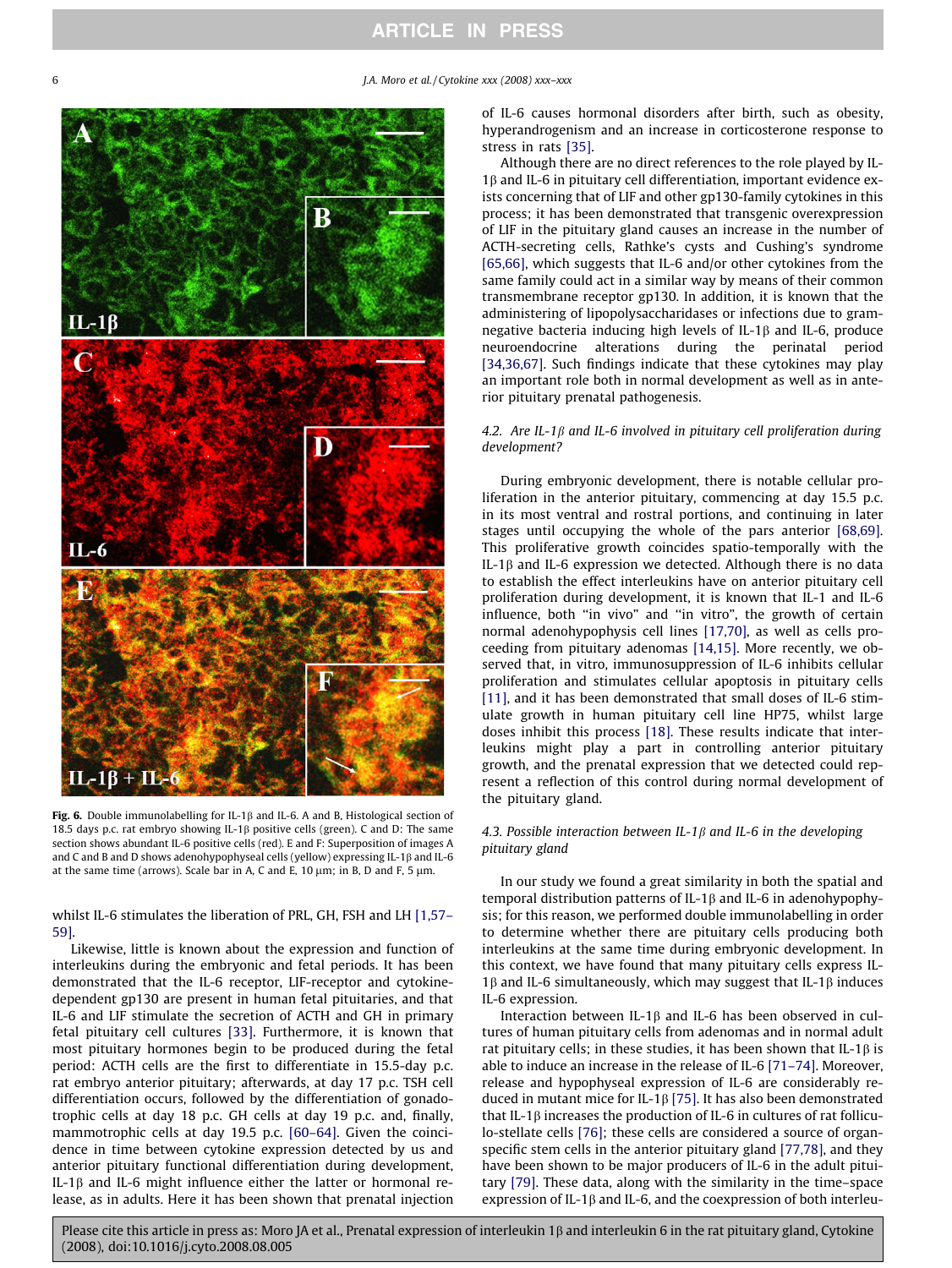Fig. 6. Double immunolabelling for IL-1β and IL-6. A and B, Histological section of 18.5 days p.c. rat embryo showing IL-1β positive cells (green). C and D: The same section shows abundant IL-6 positive cells (red). E and F: Superposition of images A and C and B and D shows adenohypophyseal cells (yellow) expressing IL-1β and IL-6 at the same time (arrows). Scale bar in A, C and E, 10 μm; in B, D and F, 5 μm.

whilst IL-6 stimulates the liberation of PRL, GH, FSH and LH [1,57–59].

Likewise, little is known about the expression and function of interleukins during the embryonic and fetal periods. It has been demonstrated that the IL-6 receptor, LIF-receptor and cytokine-dependent gp130 are present in human fetal pituitaries, and that IL-6 and LIF stimulate the secretion of ACTH and GH in primary fetal pituitary cell cultures [33]. Furthermore, it is known that most pituitary hormones begin to be produced during the fetal period: ACTH cells are the first to differentiate in 15.5-day p.c. rat embryo anterior pituitary; afterwards, at day 17 p.c. TSH cell differentiation occurs, followed by the differentiation of gonadotrophic cells at day 18 p.c. GH cells at day 19 p.c. and, finally, mammotrophic cells at day 19.5 p.c. [60–64]. Given the coincidence in time between cytokine expression detected by us and anterior pituitary functional differentiation during development, IL-1β and IL-6 might influence either the latter or hormonal release, as in adults. Here it has been shown that prenatal injection of IL-6 causes hormonal disorders after birth, such as obesity, hyperandrogenism and an increase in corticosterone response to stress in rats [35].

Although there are no direct references to the role played by IL-1β and IL-6 in pituitary cell differentiation, important evidence exists concerning that of LIF and other gp130-family cytokines in this process; it has been demonstrated that transgenic overexpression of LIF in the pituitary gland causes an increase in the number of ACTH-secreting cells, Rathke's cysts and Cushing's syndrome [65,66], which suggests that IL-6 and/or other cytokines from the same family could act in a similar way by means of their common transmembrane receptor gp130. In addition, it is known that the administering of lipopolysaccharidases or infections due to gram-negative bacteria inducing high levels of IL-1β and IL-6, produce neuroendocrine alterations during the perinatal period [34,36,67]. Such findings indicate that these cytokines may play an important role both in normal development as well as in anterior pituitary prenatal pathogenesis.

### *4.2. Are IL-1β and IL-6 involved in pituitary cell proliferation during development?*

During embryonic development, there is notable cellular proliferation in the anterior pituitary, commencing at day 15.5 p.c. in its most ventral and rostral portions, and continuing in later stages until occupying the whole of the pars anterior [68,69]. This proliferative growth coincides spatio-temporally with the IL-1β and IL-6 expression we detected. Although there is no data to establish the effect interleukins have on anterior pituitary cell proliferation during development, it is known that IL-1 and IL-6 influence, both "in vivo" and "in vitro", the growth of certain normal adenohypophysis cell lines [17,70], as well as cells proceeding from pituitary adenomas [14,15]. More recently, we observed that, in vitro, immunosuppression of IL-6 inhibits cellular proliferation and stimulates cellular apoptosis in pituitary cells [11], and it has been demonstrated that small doses of IL-6 stimulate growth in human pituitary cell line HP75, whilst large doses inhibit this process [18]. These results indicate that interleukins might play a part in controlling anterior pituitary growth, and the prenatal expression that we detected could represent a reflection of this control during normal development of the pituitary gland.

### *4.3. Possible interaction between IL-1β and IL-6 in the developing pituitary gland*

In our study we found a great similarity in both the spatial and temporal distribution patterns of IL-1β and IL-6 in adenohypophysis; for this reason, we performed double immunolabelling in order to determine whether there are pituitary cells producing both interleukins at the same time during embryonic development. In this context, we have found that many pituitary cells express IL-1β and IL-6 simultaneously, which may suggest that IL-1β induces IL-6 expression.

Interaction between IL-1β and IL-6 has been observed in cultures of human pituitary cells from adenomas and in normal adult rat pituitary cells; in these studies, it has been shown that IL-1β is able to induce an increase in the release of IL-6 [71–74]. Moreover, release and hypophyseal expression of IL-6 are considerably reduced in mutant mice for IL-1β [75]. It has also been demonstrated that IL-1β increases the production of IL-6 in cultures of rat folliculo-stellate cells [76]; these cells are considered a source of organ-specific stem cells in the anterior pituitary gland [77,78], and they have been shown to be major producers of IL-6 in the adult pituitary [79]. These data, along with the similarity in the time–space expression of IL-1β and IL-6, and the coexpression of both interleu-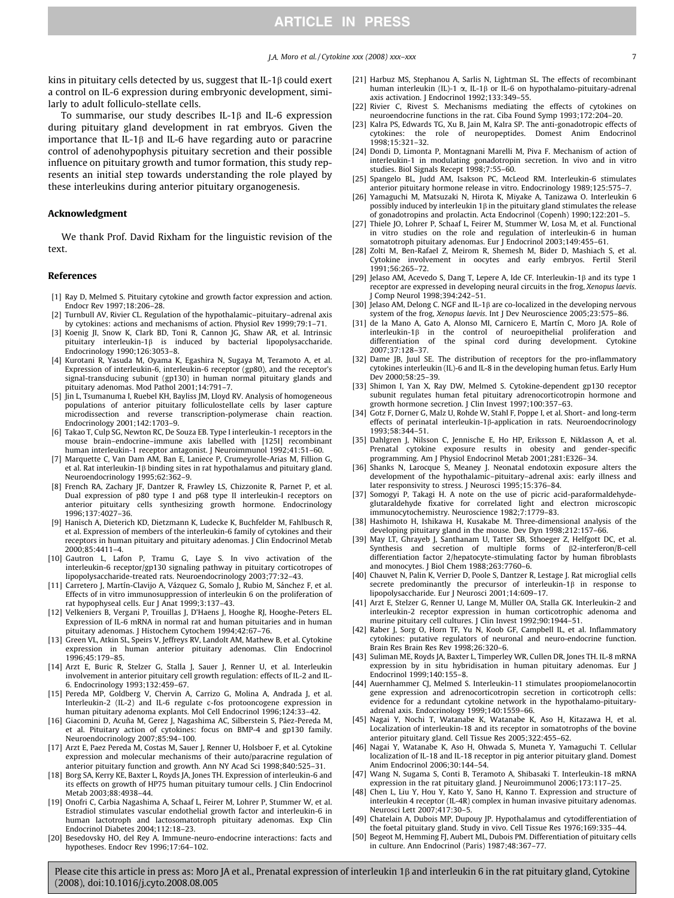kins in pituitary cells detected by us, suggest that IL-1β could exert a control on IL-6 expression during embryonic development, similarly to adult folliculo-stellate cells.

To summarise, our study describes IL-1β and IL-6 expression during pituitary gland development in rat embryos. Given the importance that IL-1β and IL-6 have regarding auto or paracrine control of adenohypophysis pituitary secretion and their possible influence on pituitary growth and tumor formation, this study represents an initial step towards understanding the role played by these interleukins during anterior pituitary organogenesis.

## Acknowledgment

We thank Prof. David Rixham for the linguistic revision of the text.

## References

[1] Ray D, Melmed S. Pituitary cytokine and growth factor expression and action. Endocr Rev 1997;18:206–28.

[2] Turnbull AV, Rivier CL. Regulation of the hypothalamic–pituitary–adrenal axis by cytokines: actions and mechanisms of action. Physiol Rev 1999;79:1–71.

[3] Koenig JI, Snow K, Clark BD, Toni R, Cannon JG, Shaw AR, et al. Intrinsic pituitary interleukin-1β is induced by bacterial lipopolysaccharide. Endocrinology 1990;126:3053–8.

[4] Kurotani R, Yasuda M, Oyama K, Egashira N, Sugaya M, Teramoto A, et al. Expression of interleukin-6, interleukin-6 receptor (gp80), and the receptor's signal-transducing subunit (gp130) in human normal pituitary glands and pituitary adenomas. Mod Pathol 2001;14:791–7.

[5] Jin L, Tsumanuma I, Ruebel KH, Bayliss JM, Lloyd RV. Analysis of homogeneous populations of anterior pituitary folliculostellate cells by laser capture microdissection and reverse transcription-polymerase chain reaction. Endocrinology 2001;142:1703–9.

[6] Takao T, Culp SG, Newton RC, De Souza EB. Type I interleukin-1 receptors in the mouse brain–endocrine–immune axis labelled with [125I] recombinant human interleukin-1 receptor antagonist. J Neuroimmunol 1992;41:51–60.

[7] Marquette C, Van Dam AM, Ban E, Laniece P, Crumeyrolle-Arias M, Fillion G, et al. Rat interleukin-1β binding sites in rat hypothalamus and pituitary gland. Neuroendocrinology 1995;62:362–9.

[8] French RA, Zachary JF, Dantzer R, Frawley LS, Chizzonite R, Parnet P, et al. Dual expression of p80 type I and p68 type II interleukin-I receptors on anterior pituitary cells synthesizing growth hormone. Endocrinology 1996;137:4027–36.

[9] Hanisch A, Dieterich KD, Dietzmann K, Ludecke K, Buchfelder M, Fahlbusch R, et al. Expression of members of the interleukin-6 family of cytokines and their receptors in human pituitary and pituitary adenomas. J Clin Endocrinol Metab 2000;85:4411–4.

[10] Gautron L, Lafon P, Tramu G, Laye S. In vivo activation of the interleukin-6 receptor/gp130 signaling pathway in pituitary corticotropes of lipopolysaccharide-treated rats. Neuroendocrinology 2003;77:32–43.

[11] Carretero J, Martín-Clavijo A, Vázquez G, Somalo J, Rubio M, Sánchez F, et al. Effects of in vitro immunosuppression of interleukin 6 on the proliferation of rat hypophyseal cells. Eur J Anat 1999;3:137–43.

[12] Velkeniers B, Vergani P, Trouillas J, D'Haens J, Hooghe RJ, Hooghe-Peters EL. Expression of IL-6 mRNA in normal rat and human pituitaries and in human pituitary adenomas. J Histochem Cytochem 1994;42:67–76.

[13] Green VL, Atkin SL, Speirs V, Jeffreys RV, Landolt AM, Mathew B, et al. Cytokine expression in human anterior pituitary adenomas. Clin Endocrinol 1996;45:179–85.

[14] Arzt E, Buric R, Stelzer G, Stalla J, Sauer J, Renner U, et al. Interleukin involvement in anterior pituitary cell growth regulation: effects of IL-2 and IL-6. Endocrinology 1993;132:459–67.

[15] Pereda MP, Goldberg V, Chervin A, Carrizo G, Molina A, Andrada J, et al. Interleukin-2 (IL-2) and IL-6 regulate c-fos protooncogene expression in human pituitary adenoma explants. Mol Cell Endocrinol 1996;124:33–42.

[16] Giacomini D, Acuña M, Gerez J, Nagashima AC, Silberstein S, Páez-Pereda M, et al. Pituitary action of cytokines: focus on BMP-4 and gp130 family. Neuroendocrinology 2007;85:94–100.

[17] Arzt E, Paez Pereda M, Costas M, Sauer J, Renner U, Holsboer F, et al. Cytokine expression and molecular mechanisms of their auto/paracrine regulation of anterior pituitary function and growth. Ann NY Acad Sci 1998;840:525–31.

[18] Borg SA, Kerry KE, Baxter L, Royds JA, Jones TH. Expression of interleukin-6 and its effects on growth of HP75 human pituitary tumour cells. J Clin Endocrinol Metab 2003;88:4938–44.

[19] Onofri C, Carbia Nagashima A, Schaaf L, Feirer M, Lohrer P, Stummer W, et al. Estradiol stimulates vascular endothelial growth factor and interleukin-6 in human lactotroph and lactosomatotroph pituitary adenomas. Exp Clin Endocrinol Diabetes 2004;112:18–23.

[20] Besedovsky HO, del Rey A. Immune-neuro-endocrine interactions: facts and hypotheses. Endocr Rev 1996;17:64–102.

[21] Harbuz MS, Stephanou A, Sarlis N, Lightman SL. The effects of recombinant human interleukin (IL)-1 α, IL-1β or IL-6 on hypothalamo-pituitary-adrenal axis activation. J Endocrinol 1992;133:349–55.

[22] Rivier C, Rivest S. Mechanisms mediating the effects of cytokines on neuroendocrine functions in the rat. Ciba Found Symp 1993;172:204–20.

[23] Kalra PS, Edwards TG, Xu B, Jain M, Kalra SP. The anti-gonadotropic effects of cytokines: the role of neuropeptides. Domest Anim Endocrinol 1998;15:321–32.

[24] Dondi D, Limonta P, Montagnani Marelli M, Piva F. Mechanism of action of interleukin-1 in modulating gonadotropin secretion. In vivo and in vitro studies. Biol Signals Recept 1998;7:55–60.

[25] Spangelo BL, Judd AM, Isakson PC, McLeod RM. Interleukin-6 stimulates anterior pituitary hormone release in vitro. Endocrinology 1989;125:575–7.

[26] Yamaguchi M, Matsuzaki N, Hirota K, Miyake A, Tanizawa O. Interleukin 6 possibly induced by interleukin 1β in the pituitary gland stimulates the release of gonadotropins and prolactin. Acta Endocrinol (Copenh) 1990;122:201–5.

[27] Thiele JO, Lohrer P, Schaaf L, Feirer M, Stummer W, Losa M, et al. Functional in vitro studies on the role and regulation of interleukin-6 in human somatotroph pituitary adenomas. Eur J Endocrinol 2003;149:455–61.

[28] Zolti M, Ben-Rafael Z, Meirom R, Shemesh M, Bider D, Mashiach S, et al. Cytokine involvement in oocytes and early embryos. Fertil Steril 1991;56:265–72.

[29] Jelaso AM, Acevedo S, Dang T, Lepere A, Ide CF. Interleukin-1β and its type 1 receptor are expressed in developing neural circuits in the frog, *Xenopus laevis*. J Comp Neurol 1998;394:242–51.

[30] Jelaso AM, Delong C. NGF and IL-1β are co-localized in the developing nervous system of the frog, *Xenopus laevis*. Int J Dev Neuroscience 2005;23:575–86.

[31] de la Mano A, Gato A, Alonso MI, Carnicero E, Martín C, Moro JA. Role of interleukin-1β in the control of neuroepithelial proliferation and differentiation of the spinal cord during development. Cytokine 2007;37:128–37.

[32] Dame JB, Juul SE. The distribution of receptors for the pro-inflammatory cytokines interleukin (IL)-6 and IL-8 in the developing human fetus. Early Hum Dev 2000;58:25–39.

[33] Shimon I, Yan X, Ray DW, Melmed S. Cytokine-dependent gp130 receptor subunit regulates human fetal pituitary adrenocorticotropin hormone and growth hormone secretion. J Clin Invest 1997;100:357–63.

[34] Gotz F, Dorner G, Malz U, Rohde W, Stahl F, Poppe I, et al. Short- and long-term effects of perinatal interleukin-1β-application in rats. Neuroendocrinology 1993;58:344–51.

[35] Dahlgren J, Nilsson C, Jennische E, Ho HP, Eriksson E, Niklasson A, et al. Prenatal cytokine exposure results in obesity and gender-specific programming. Am J Physiol Endocrinol Metab 2001;281:E326–34.

[36] Shanks N, Larocque S, Meaney J. Neonatal endotoxin exposure alters the development of the hypothalamic–pituitary–adrenal axis: early illness and later responsivity to stress. J Neurosci 1995;15:376–84.

[37] Somogyi P, Takagi H. A note on the use of picric acid-paraformaldehyde-glutaraldehyde fixative for correlated light and electron microscopic immunocytochemistry. Neuroscience 1982;7:1779–83.

[38] Hashimoto H, Ishikawa H, Kusakabe M. Three-dimensional analysis of the developing pituitary gland in the mouse. Dev Dyn 1998;212:157–66.

[39] May LT, Ghrayeb J, Santhanam U, Tatter SB, Sthoeger Z, Helfgott DC, et al. Synthesis and secretion of multiple forms of β2-interferon/B-cell differentiation factor 2/hepatocyte-stimulating factor by human fibroblasts and monocytes. J Biol Chem 1988;263:7760–6.

[40] Chauvet N, Palin K, Verrier D, Poole S, Dantzer R, Lestage J. Rat microglial cells secrete predominantly the precursor of interleukin-1β in response to lipopolysaccharide. Eur J Neurosci 2001;14:609–17.

[41] Arzt E, Stelzer G, Renner U, Lange M, Müller OA, Stalla GK. Interleukin-2 and interleukin-2 receptor expression in human corticotrophic adenoma and murine pituitary cell cultures. J Clin Invest 1992;90:1944–51.

[42] Raber J, Sorg O, Horn TF, Yu N, Koob GF, Campbell IL, et al. Inflammatory cytokines: putative regulators of neuronal and neuro-endocrine function. Brain Res Brain Res Rev 1998;26:320–6.

[43] Suliman ME, Royds JA, Baxter L, Timperley WR, Cullen DR, Jones TH. IL-8 mRNA expression by in situ hybridisation in human pituitary adenomas. Eur J Endocrinol 1999;140:155–8.

[44] Auernhammer CJ, Melmed S. Interleukin-11 stimulates proopiomelanocortin gene expression and adrenocorticotropin secretion in corticotroph cells: evidence for a redundant cytokine network in the hypothalamo-pituitary-adrenal axis. Endocrinology 1999;140:1559–66.

[45] Nagai Y, Nochi T, Watanabe K, Watanabe K, Aso H, Kitazawa H, et al. Localization of interleukin-18 and its receptor in somatotrophs of the bovine anterior pituitary gland. Cell Tissue Res 2005;322:455–62.

[46] Nagai Y, Watanabe K, Aso H, Ohwada S, Muneta Y, Yamaguchi T. Cellular localization of IL-18 and IL-18 receptor in pig anterior pituitary gland. Domest Anim Endocrinol 2006;30:144–54.

[47] Wang N, Sugama S, Conti B, Teramoto A, Shibasaki T. Interleukin-18 mRNA expression in the rat pituitary gland. J Neuroimmunol 2006;173:117–25.

[48] Chen L, Liu Y, Hou Y, Kato Y, Sano H, Kanno T. Expression and structure of interleukin 4 receptor (IL-4R) complex in human invasive pituitary adenomas. Neurosci Lett 2007;417:30–5.

[49] Chatelain A, Dubois MP, Dupouy JP. Hypothalamus and cytodifferentiation of the foetal pituitary gland. Study in vivo. Cell Tissue Res 1976;169:335–44.

[50] Begeot M, Hemming FJ, Aubert ML, Dubois PM. Differentiation of pituitary cells in culture. Ann Endocrinol (Paris) 1987;48:367–77.

Please cite this article in press as: Moro JA et al., Prenatal expression of interleukin 1β and interleukin 6 in the rat pituitary gland, Cytokine (2008), doi:10.1016/j.cyto.2008.08.005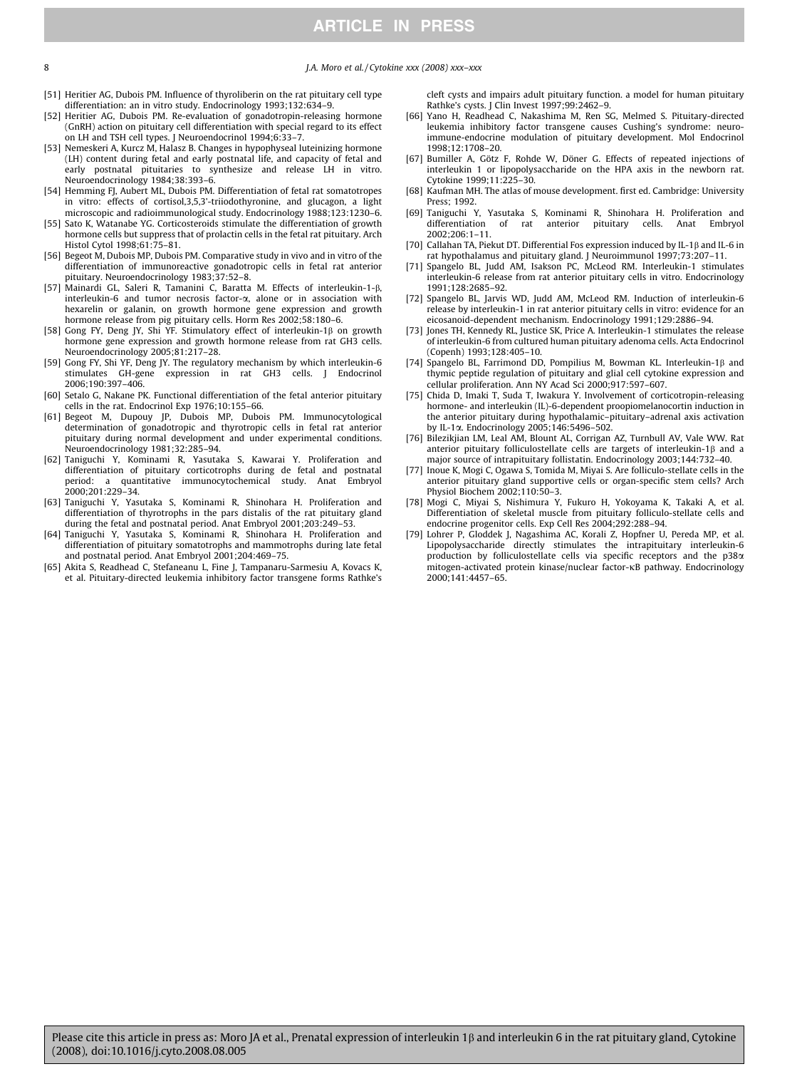[51] Heritier AG, Dubois PM. Influence of thyroliberin on the rat pituitary cell type differentiation: an in vitro study. Endocrinology 1993;132:634–9.

[52] Heritier AG, Dubois PM. Re-evaluation of gonadotropin-releasing hormone (GnRH) action on pituitary cell differentiation with special regard to its effect on LH and TSH cell types. J Neuroendocrinol 1994;6:33–7.

[53] Nemeskeri A, Kurcz M, Halasz B. Changes in hypophyseal luteinizing hormone (LH) content during fetal and early postnatal life, and capacity of fetal and early postnatal pituitaries to synthesize and release LH in vitro. Neuroendocrinology 1984;38:393–6.

[54] Hemming FJ, Aubert ML, Dubois PM. Differentiation of fetal rat somatotropes in vitro: effects of cortisol,3,5,3′-triiodothyronine, and glucagon, a light microscopic and radioimmunological study. Endocrinology 1988;123:1230–6.

[55] Sato K, Watanabe YG. Corticosteroids stimulate the differentiation of growth hormone cells but suppress that of prolactin cells in the fetal rat pituitary. Arch Histol Cytol 1998;61:75–81.

[56] Begeot M, Dubois MP, Dubois PM. Comparative study in vivo and in vitro of the differentiation of immunoreactive gonadotropic cells in fetal rat anterior pituitary. Neuroendocrinology 1983;37:52–8.

[57] Mainardi GL, Saleri R, Tamanini C, Baratta M. Effects of interleukin-1-β, interleukin-6 and tumor necrosis factor-α, alone or in association with hexarelin or galanin, on growth hormone gene expression and growth hormone release from pig pituitary cells. Horm Res 2002;58:180–6.

[58] Gong FY, Deng JY, Shi YF. Stimulatory effect of interleukin-1β on growth hormone gene expression and growth hormone release from rat GH3 cells. Neuroendocrinology 2005;81:217–28.

[59] Gong FY, Shi YF, Deng JY. The regulatory mechanism by which interleukin-6 stimulates GH-gene expression in rat GH3 cells. J Endocrinol 2006;190:397–406.

[60] Setalo G, Nakane PK. Functional differentiation of the fetal anterior pituitary cells in the rat. Endocrinol Exp 1976;10:155–66.

[61] Begeot M, Dupouy JP, Dubois MP, Dubois PM. Immunocytological determination of gonadotropic and thyrotropic cells in fetal rat anterior pituitary during normal development and under experimental conditions. Neuroendocrinology 1981;32:285–94.

[62] Taniguchi Y, Kominami R, Yasutaka S, Kawarai Y. Proliferation and differentiation of pituitary corticotrophs during de fetal and postnatal period: a quantitative immunocytochemical study. Anat Embryol 2000;201:229–34.

[63] Taniguchi Y, Yasutaka S, Kominami R, Shinohara H. Proliferation and differentiation of thyrotrophs in the pars distalis of the rat pituitary gland during the fetal and postnatal period. Anat Embryol 2001;203:249–53.

[64] Taniguchi Y, Yasutaka S, Kominami R, Shinohara H. Proliferation and differentiation of pituitary somatotrophs and mammotrophs during late fetal and postnatal period. Anat Embryol 2001;204:469–75.

[65] Akita S, Readhead C, Stefaneanu L, Fine J, Tampanaru-Sarmesiu A, Kovacs K, et al. Pituitary-directed leukemia inhibitory factor transgene forms Rathke's cleft cysts and impairs adult pituitary function. a model for human pituitary Rathke's cysts. J Clin Invest 1997;99:2462–9.

[66] Yano H, Readhead C, Nakashima M, Ren SG, Melmed S. Pituitary-directed leukemia inhibitory factor transgene causes Cushing's syndrome: neuro-immune-endocrine modulation of pituitary development. Mol Endocrinol 1998;12:1708–20.

[67] Bumiller A, Götz F, Rohde W, Döner G. Effects of repeated injections of interleukin 1 or lipopolysaccharide on the HPA axis in the newborn rat. Cytokine 1999;11:225–30.

[68] Kaufman MH. The atlas of mouse development. first ed. Cambridge: University Press; 1992.

[69] Taniguchi Y, Yasutaka S, Kominami R, Shinohara H. Proliferation and differentiation of rat anterior pituitary cells. Anat Embryol 2002;206:1–11.

[70] Callahan TA, Piekut DT. Differential Fos expression induced by IL-1β and IL-6 in rat hypothalamus and pituitary gland. J Neuroimmunol 1997;73:207–11.

[71] Spangelo BL, Judd AM, Isakson PC, McLeod RM. Interleukin-1 stimulates interleukin-6 release from rat anterior pituitary cells in vitro. Endocrinology 1991;128:2685–92.

[72] Spangelo BL, Jarvis WD, Judd AM, McLeod RM. Induction of interleukin-6 release by interleukin-1 in rat anterior pituitary cells in vitro: evidence for an eicosanoid-dependent mechanism. Endocrinology 1991;129:2886–94.

[73] Jones TH, Kennedy RL, Justice SK, Price A. Interleukin-1 stimulates the release of interleukin-6 from cultured human pituitary adenoma cells. Acta Endocrinol (Copenh) 1993;128:405–10.

[74] Spangelo BL, Farrimond DD, Pompilius M, Bowman KL. Interleukin-1β and thymic peptide regulation of pituitary and glial cell cytokine expression and cellular proliferation. Ann NY Acad Sci 2000;917:597–607.

[75] Chida D, Imaki T, Suda T, Iwakura Y. Involvement of corticotropin-releasing hormone- and interleukin (IL)-6-dependent proopiomelanocortin induction in the anterior pituitary during hypothalamic–pituitary–adrenal axis activation by IL-1α. Endocrinology 2005;146:5496–502.

[76] Bilezikjian LM, Leal AM, Blount AL, Corrigan AZ, Turnbull AV, Vale WW. Rat anterior pituitary folliculostellate cells are targets of interleukin-1β and a major source of intrapituitary follistatin. Endocrinology 2003;144:732–40.

[77] Inoue K, Mogi C, Ogawa S, Tomida M, Miyai S. Are folliculo-stellate cells in the anterior pituitary gland supportive cells or organ-specific stem cells? Arch Physiol Biochem 2002;110:50–3.

[78] Mogi C, Miyai S, Nishimura Y, Fukuro H, Yokoyama K, Takaki A, et al. Differentiation of skeletal muscle from pituitary folliculo-stellate cells and endocrine progenitor cells. Exp Cell Res 2004;292:288–94.

[79] Lohrer P, Gloddek J, Nagashima AC, Korali Z, Hopfner U, Pereda MP, et al. Lipopolysaccharide directly stimulates the intrapituitary interleukin-6 production by folliculostellate cells via specific receptors and the p38α mitogen-activated protein kinase/nuclear factor-κB pathway. Endocrinology 2000;141:4457–65.

Please cite this article in press as: Moro JA et al., Prenatal expression of interleukin 1β and interleukin 6 in the rat pituitary gland, Cytokine (2008), doi:10.1016/j.cyto.2008.08.005